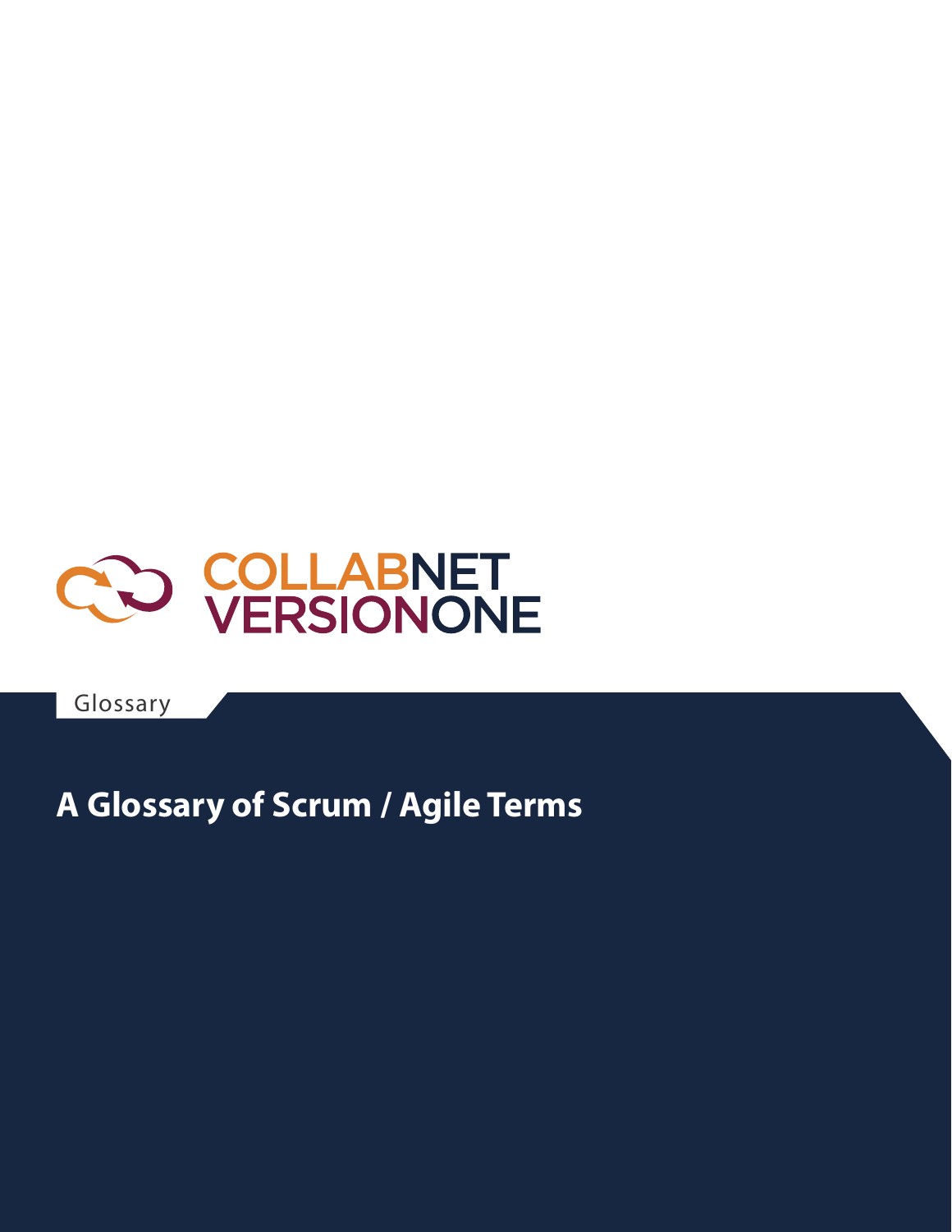COLLABNET VERSIONONE

Glossary

# A Glossary of Scrum / Agile Terms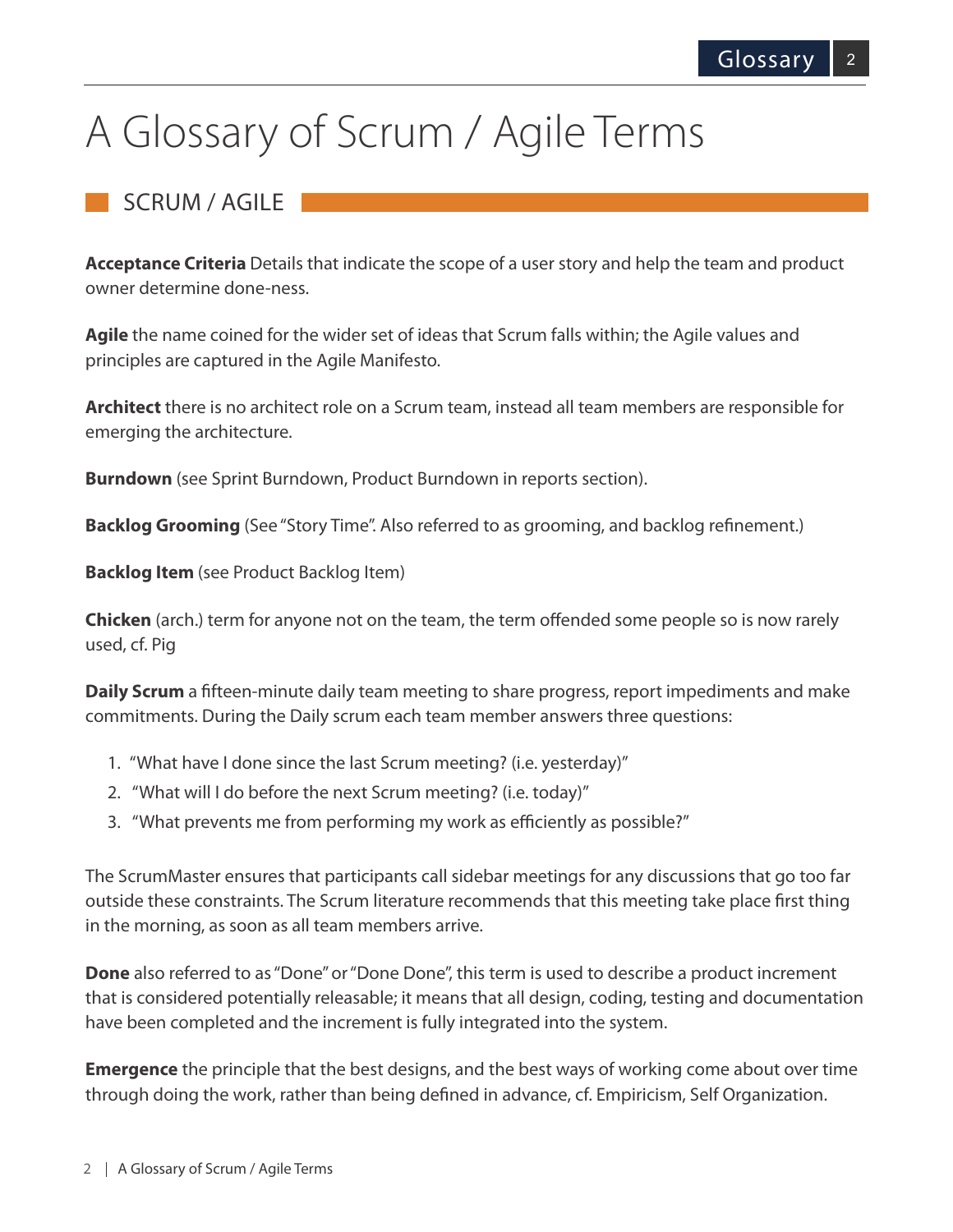# A Glossary of Scrum / Agile Terms

## SCRUM / AGILE

**Acceptance Criteria** Details that indicate the scope of a user story and help the team and product owner determine done-ness.

**Agile** the name coined for the wider set of ideas that Scrum falls within; the Agile values and principles are captured in the Agile Manifesto.

**Architect** there is no architect role on a Scrum team, instead all team members are responsible for emerging the architecture.

**Burndown** (see Sprint Burndown, Product Burndown in reports section).

**Backlog Grooming** (See "Story Time". Also referred to as grooming, and backlog refinement.)

**Backlog Item** (see Product Backlog Item)

**Chicken** (arch.) term for anyone not on the team, the term offended some people so is now rarely used, cf. Pig

**Daily Scrum** a fifteen-minute daily team meeting to share progress, report impediments and make commitments. During the Daily scrum each team member answers three questions:

1. "What have I done since the last Scrum meeting? (i.e. yesterday)"
2. "What will I do before the next Scrum meeting? (i.e. today)"
3. "What prevents me from performing my work as efficiently as possible?"

The ScrumMaster ensures that participants call sidebar meetings for any discussions that go too far outside these constraints. The Scrum literature recommends that this meeting take place first thing in the morning, as soon as all team members arrive.

**Done** also referred to as "Done" or "Done Done", this term is used to describe a product increment that is considered potentially releasable; it means that all design, coding, testing and documentation have been completed and the increment is fully integrated into the system.

**Emergence** the principle that the best designs, and the best ways of working come about over time through doing the work, rather than being defined in advance, cf. Empiricism, Self Organization.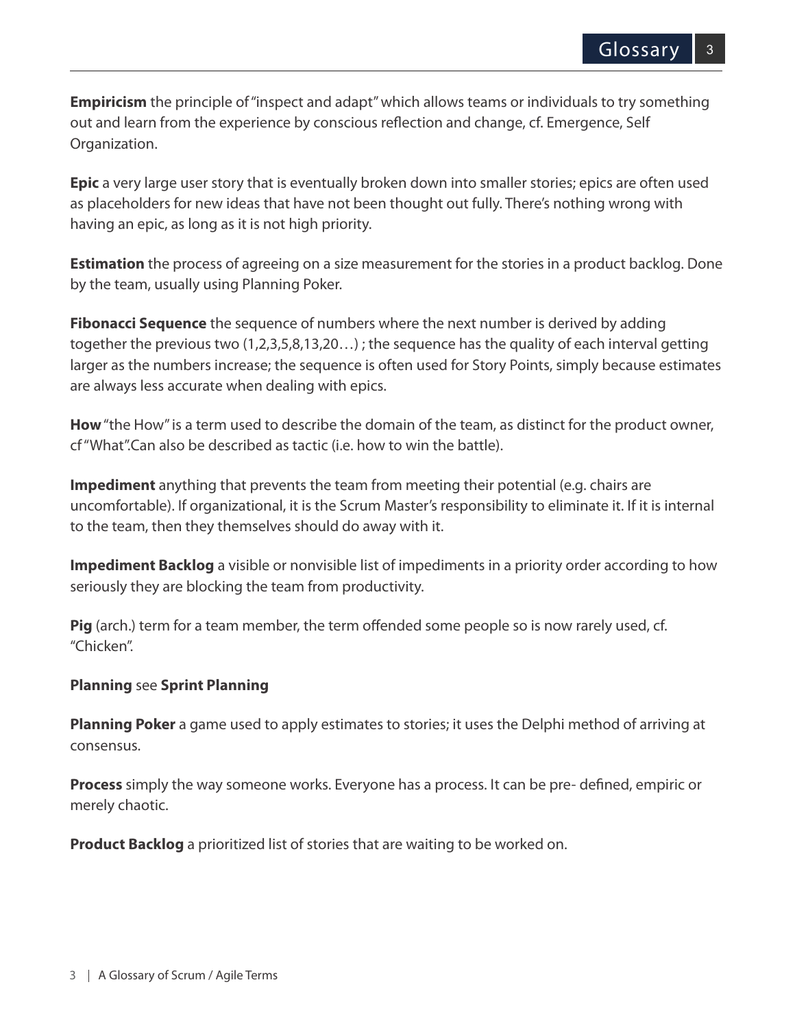**Empiricism** the principle of "inspect and adapt" which allows teams or individuals to try something out and learn from the experience by conscious reflection and change, cf. Emergence, Self Organization.

**Epic** a very large user story that is eventually broken down into smaller stories; epics are often used as placeholders for new ideas that have not been thought out fully. There's nothing wrong with having an epic, as long as it is not high priority.

**Estimation** the process of agreeing on a size measurement for the stories in a product backlog. Done by the team, usually using Planning Poker.

**Fibonacci Sequence** the sequence of numbers where the next number is derived by adding together the previous two (1,2,3,5,8,13,20…) ; the sequence has the quality of each interval getting larger as the numbers increase; the sequence is often used for Story Points, simply because estimates are always less accurate when dealing with epics.

**How** "the How" is a term used to describe the domain of the team, as distinct for the product owner, cf "What".Can also be described as tactic (i.e. how to win the battle).

**Impediment** anything that prevents the team from meeting their potential (e.g. chairs are uncomfortable). If organizational, it is the Scrum Master's responsibility to eliminate it. If it is internal to the team, then they themselves should do away with it.

**Impediment Backlog** a visible or nonvisible list of impediments in a priority order according to how seriously they are blocking the team from productivity.

**Pig** (arch.) term for a team member, the term offended some people so is now rarely used, cf. "Chicken".

**Planning** see **Sprint Planning**

**Planning Poker** a game used to apply estimates to stories; it uses the Delphi method of arriving at consensus.

**Process** simply the way someone works. Everyone has a process. It can be pre- defined, empiric or merely chaotic.

**Product Backlog** a prioritized list of stories that are waiting to be worked on.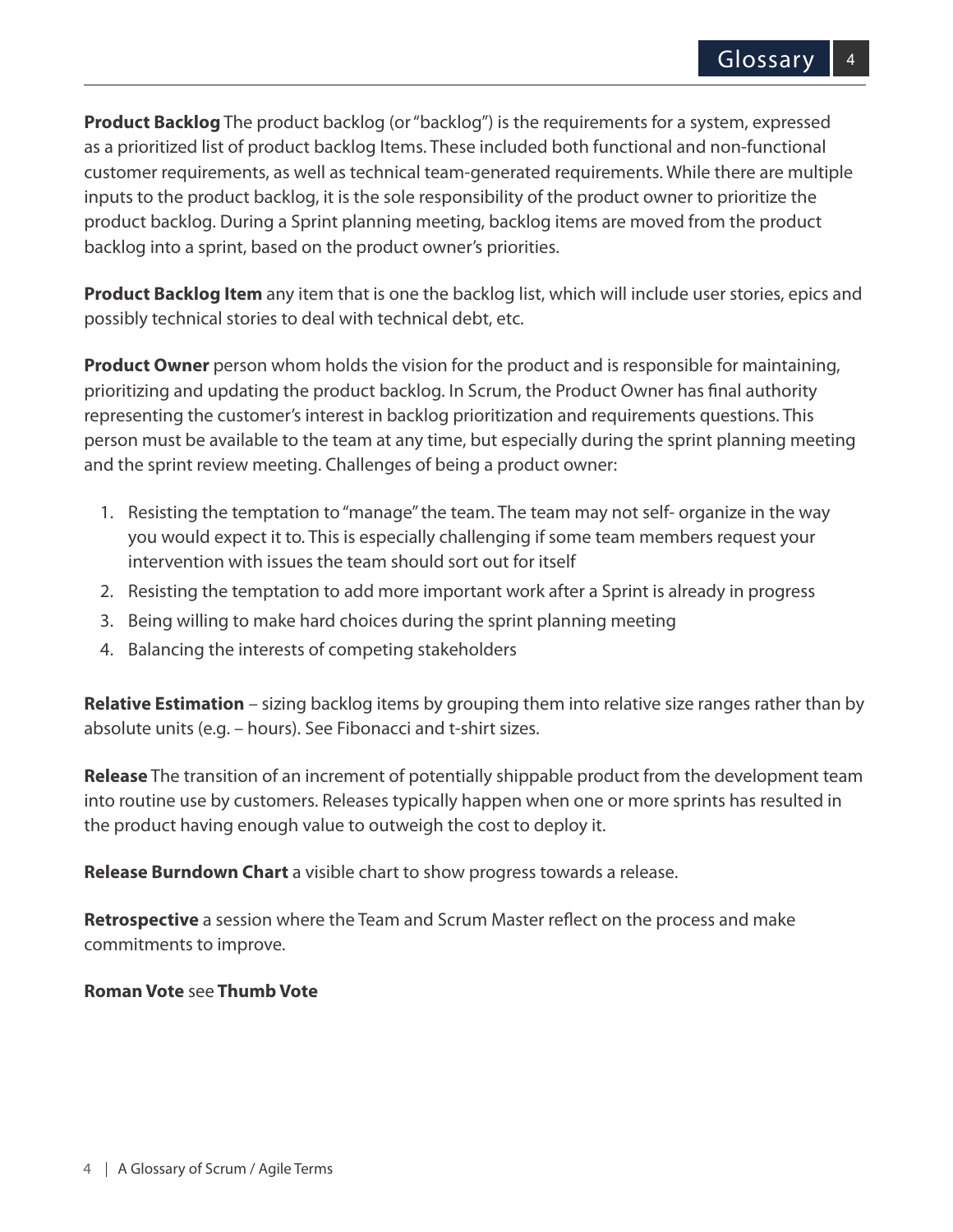**Product Backlog** The product backlog (or "backlog") is the requirements for a system, expressed as a prioritized list of product backlog Items. These included both functional and non-functional customer requirements, as well as technical team-generated requirements. While there are multiple inputs to the product backlog, it is the sole responsibility of the product owner to prioritize the product backlog. During a Sprint planning meeting, backlog items are moved from the product backlog into a sprint, based on the product owner's priorities.

**Product Backlog Item** any item that is one the backlog list, which will include user stories, epics and possibly technical stories to deal with technical debt, etc.

**Product Owner** person whom holds the vision for the product and is responsible for maintaining, prioritizing and updating the product backlog. In Scrum, the Product Owner has final authority representing the customer's interest in backlog prioritization and requirements questions. This person must be available to the team at any time, but especially during the sprint planning meeting and the sprint review meeting. Challenges of being a product owner:

1. Resisting the temptation to "manage" the team. The team may not self- organize in the way you would expect it to. This is especially challenging if some team members request your intervention with issues the team should sort out for itself
2. Resisting the temptation to add more important work after a Sprint is already in progress
3. Being willing to make hard choices during the sprint planning meeting
4. Balancing the interests of competing stakeholders

**Relative Estimation** – sizing backlog items by grouping them into relative size ranges rather than by absolute units (e.g. – hours). See Fibonacci and t-shirt sizes.

**Release** The transition of an increment of potentially shippable product from the development team into routine use by customers. Releases typically happen when one or more sprints has resulted in the product having enough value to outweigh the cost to deploy it.

**Release Burndown Chart** a visible chart to show progress towards a release.

**Retrospective** a session where the Team and Scrum Master reflect on the process and make commitments to improve.

**Roman Vote** see **Thumb Vote**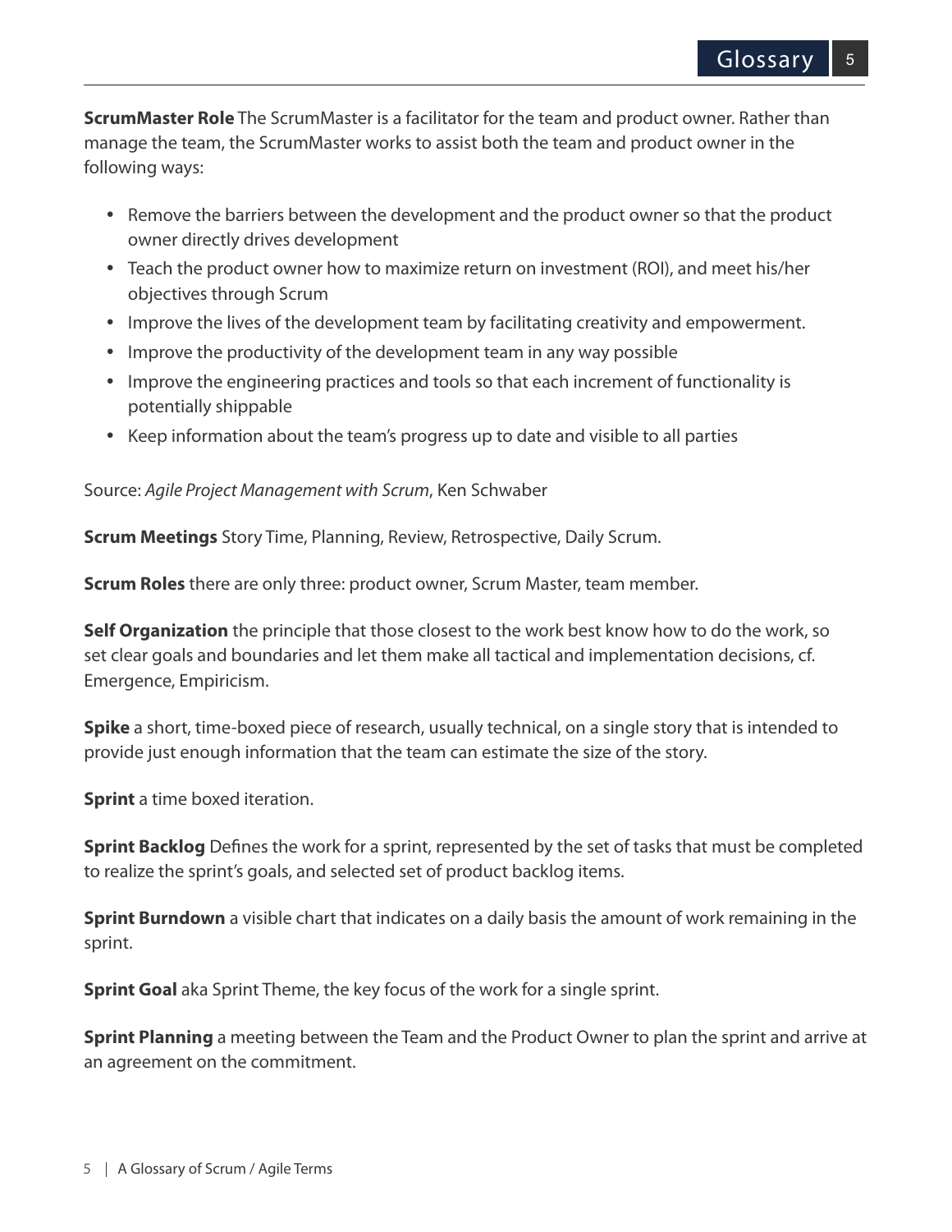**ScrumMaster Role** The ScrumMaster is a facilitator for the team and product owner. Rather than manage the team, the ScrumMaster works to assist both the team and product owner in the following ways:

- Remove the barriers between the development and the product owner so that the product owner directly drives development
- Teach the product owner how to maximize return on investment (ROI), and meet his/her objectives through Scrum
- Improve the lives of the development team by facilitating creativity and empowerment.
- Improve the productivity of the development team in any way possible
- Improve the engineering practices and tools so that each increment of functionality is potentially shippable
- Keep information about the team's progress up to date and visible to all parties

Source: *Agile Project Management with Scrum*, Ken Schwaber

**Scrum Meetings** Story Time, Planning, Review, Retrospective, Daily Scrum.

**Scrum Roles** there are only three: product owner, Scrum Master, team member.

**Self Organization** the principle that those closest to the work best know how to do the work, so set clear goals and boundaries and let them make all tactical and implementation decisions, cf. Emergence, Empiricism.

**Spike** a short, time-boxed piece of research, usually technical, on a single story that is intended to provide just enough information that the team can estimate the size of the story.

**Sprint** a time boxed iteration.

**Sprint Backlog** Defines the work for a sprint, represented by the set of tasks that must be completed to realize the sprint's goals, and selected set of product backlog items.

**Sprint Burndown** a visible chart that indicates on a daily basis the amount of work remaining in the sprint.

**Sprint Goal** aka Sprint Theme, the key focus of the work for a single sprint.

**Sprint Planning** a meeting between the Team and the Product Owner to plan the sprint and arrive at an agreement on the commitment.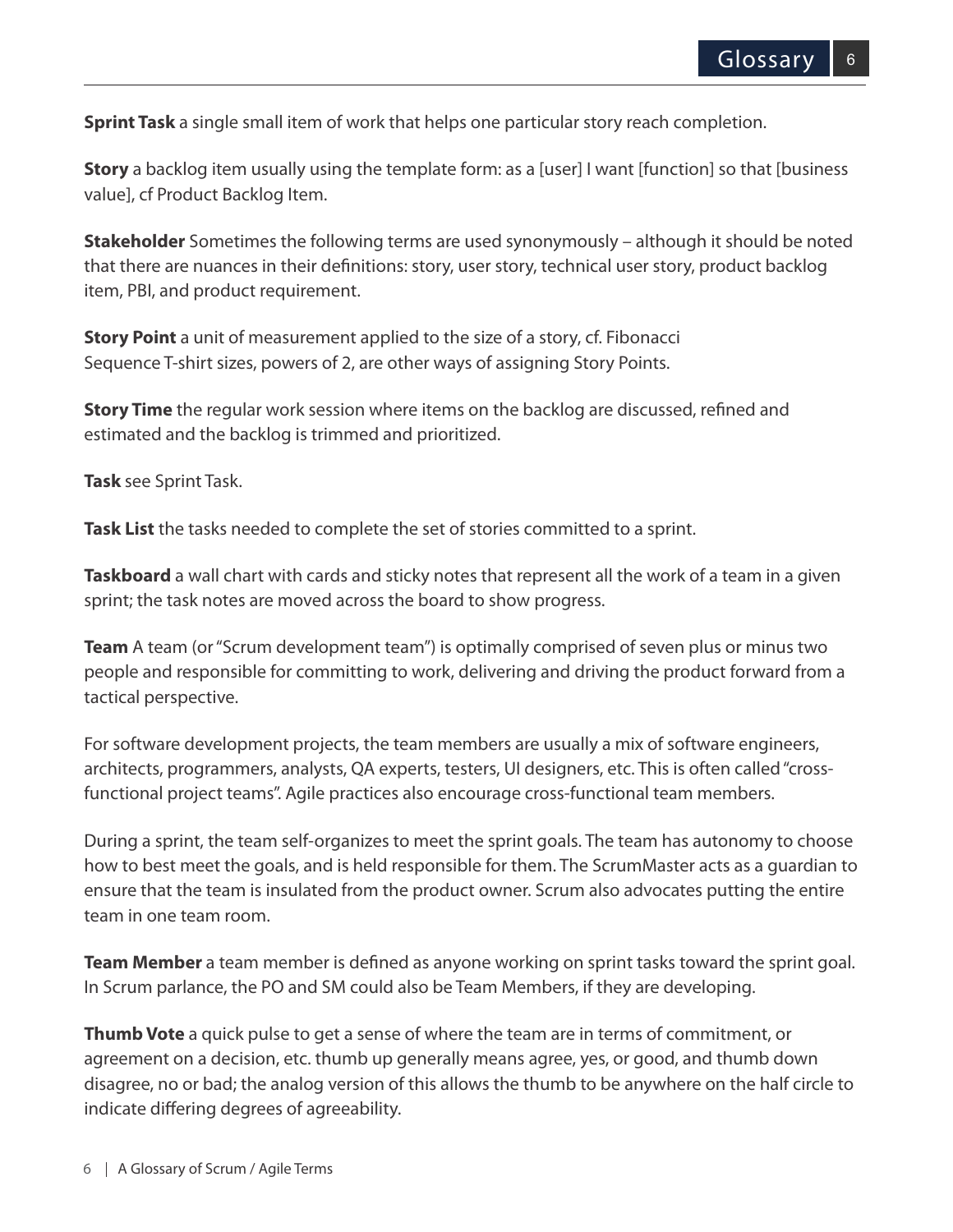**Sprint Task** a single small item of work that helps one particular story reach completion.

**Story** a backlog item usually using the template form: as a [user] I want [function] so that [business value], cf Product Backlog Item.

**Stakeholder** Sometimes the following terms are used synonymously – although it should be noted that there are nuances in their definitions: story, user story, technical user story, product backlog item, PBI, and product requirement.

**Story Point** a unit of measurement applied to the size of a story, cf. Fibonacci Sequence T-shirt sizes, powers of 2, are other ways of assigning Story Points.

**Story Time** the regular work session where items on the backlog are discussed, refined and estimated and the backlog is trimmed and prioritized.

**Task** see Sprint Task.

**Task List** the tasks needed to complete the set of stories committed to a sprint.

**Taskboard** a wall chart with cards and sticky notes that represent all the work of a team in a given sprint; the task notes are moved across the board to show progress.

**Team** A team (or "Scrum development team") is optimally comprised of seven plus or minus two people and responsible for committing to work, delivering and driving the product forward from a tactical perspective.

For software development projects, the team members are usually a mix of software engineers, architects, programmers, analysts, QA experts, testers, UI designers, etc. This is often called "cross-functional project teams". Agile practices also encourage cross-functional team members.

During a sprint, the team self-organizes to meet the sprint goals. The team has autonomy to choose how to best meet the goals, and is held responsible for them. The ScrumMaster acts as a guardian to ensure that the team is insulated from the product owner. Scrum also advocates putting the entire team in one team room.

**Team Member** a team member is defined as anyone working on sprint tasks toward the sprint goal. In Scrum parlance, the PO and SM could also be Team Members, if they are developing.

**Thumb Vote** a quick pulse to get a sense of where the team are in terms of commitment, or agreement on a decision, etc. thumb up generally means agree, yes, or good, and thumb down disagree, no or bad; the analog version of this allows the thumb to be anywhere on the half circle to indicate differing degrees of agreeability.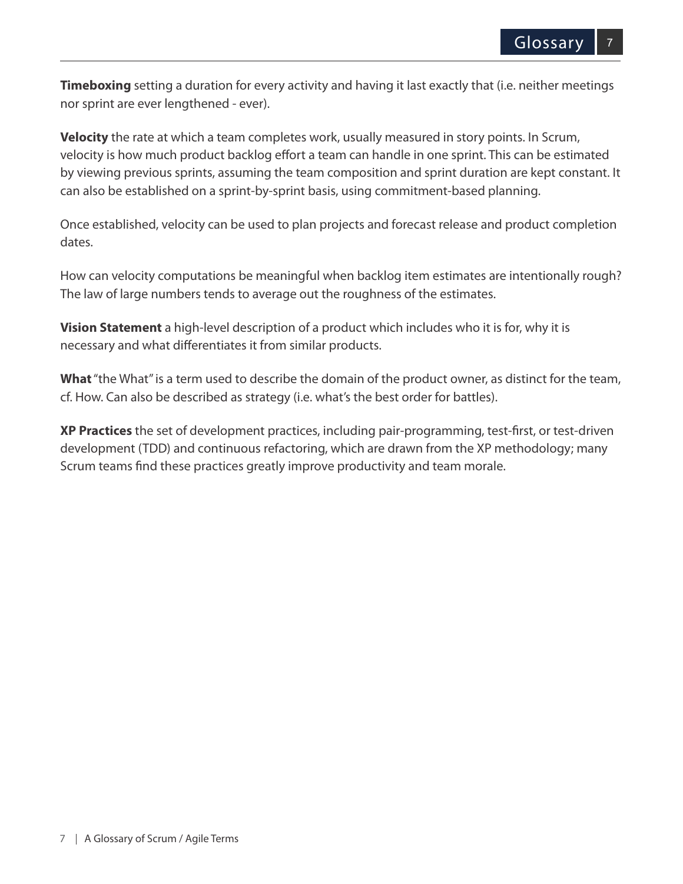**Timeboxing** setting a duration for every activity and having it last exactly that (i.e. neither meetings nor sprint are ever lengthened - ever).

**Velocity** the rate at which a team completes work, usually measured in story points. In Scrum, velocity is how much product backlog effort a team can handle in one sprint. This can be estimated by viewing previous sprints, assuming the team composition and sprint duration are kept constant. It can also be established on a sprint-by-sprint basis, using commitment-based planning.

Once established, velocity can be used to plan projects and forecast release and product completion dates.

How can velocity computations be meaningful when backlog item estimates are intentionally rough? The law of large numbers tends to average out the roughness of the estimates.

**Vision Statement** a high-level description of a product which includes who it is for, why it is necessary and what differentiates it from similar products.

**What** "the What" is a term used to describe the domain of the product owner, as distinct for the team, cf. How. Can also be described as strategy (i.e. what's the best order for battles).

**XP Practices** the set of development practices, including pair-programming, test-first, or test-driven development (TDD) and continuous refactoring, which are drawn from the XP methodology; many Scrum teams find these practices greatly improve productivity and team morale.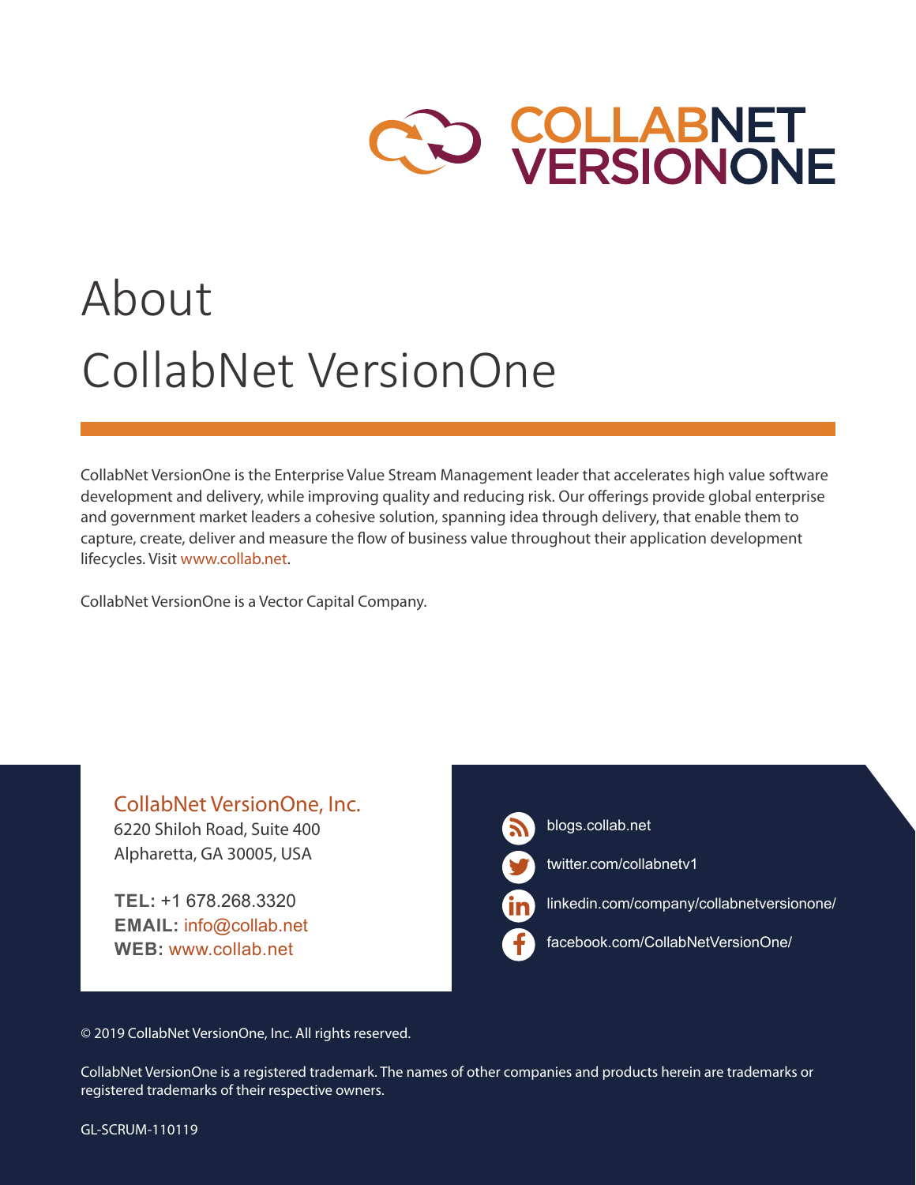# About CollabNet VersionOne

CollabNet VersionOne is the Enterprise Value Stream Management leader that accelerates high value software development and delivery, while improving quality and reducing risk. Our offerings provide global enterprise and government market leaders a cohesive solution, spanning idea through delivery, that enable them to capture, create, deliver and measure the flow of business value throughout their application development lifecycles. Visit www.collab.net.

CollabNet VersionOne is a Vector Capital Company.

**CollabNet VersionOne, Inc.**
6220 Shiloh Road, Suite 400
Alpharetta, GA 30005, USA

**TEL:** +1 678.268.3320
**EMAIL:** info@collab.net
**WEB:** www.collab.net

blogs.collab.net
twitter.com/collabnetv1
linkedin.com/company/collabnetversionone/
facebook.com/CollabNetVersionOne/

© 2019 CollabNet VersionOne, Inc. All rights reserved.

CollabNet VersionOne is a registered trademark. The names of other companies and products herein are trademarks or registered trademarks of their respective owners.

GL-SCRUM-110119